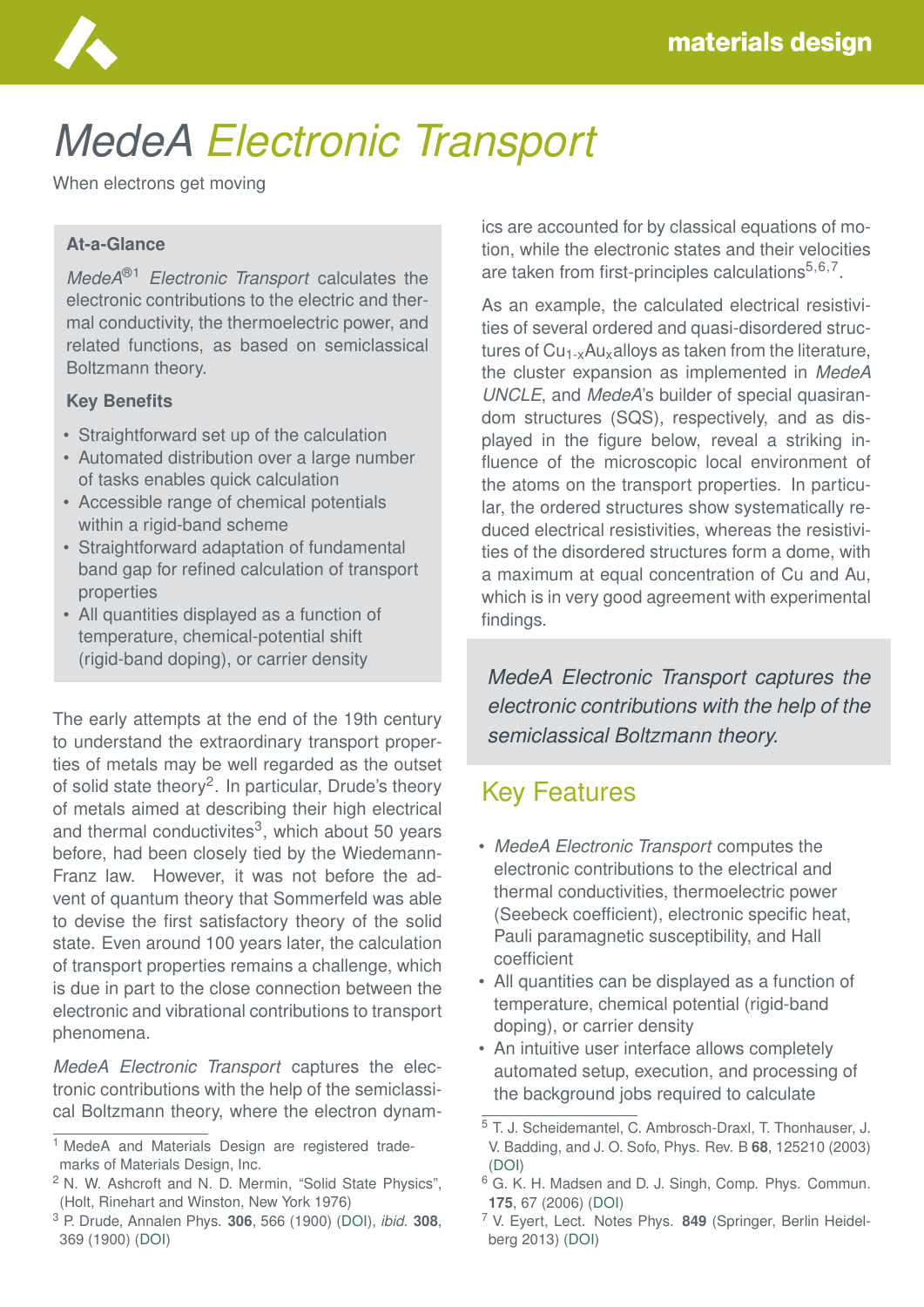# *MedeA Electronic Transport*

When electrons get moving

**At-a-Glance**

*MedeA*®[1] *Electronic Transport* calculates the electronic contributions to the electric and thermal conductivity, the thermoelectric power, and related functions, as based on semiclassical Boltzmann theory.

**Key Benefits**

- Straightforward set up of the calculation
- Automated distribution over a large number of tasks enables quick calculation
- Accessible range of chemical potentials within a rigid-band scheme
- Straightforward adaptation of fundamental band gap for refined calculation of transport properties
- All quantities displayed as a function of temperature, chemical-potential shift (rigid-band doping), or carrier density

The early attempts at the end of the 19th century to understand the extraordinary transport properties of metals may be well regarded as the outset of solid state theory[2]. In particular, Drude's theory of metals aimed at describing their high electrical and thermal conductivites[3], which about 50 years before, had been closely tied by the Wiedemann-Franz law. However, it was not before the advent of quantum theory that Sommerfeld was able to devise the first satisfactory theory of the solid state. Even around 100 years later, the calculation of transport properties remains a challenge, which is due in part to the close connection between the electronic and vibrational contributions to transport phenomena.

*MedeA Electronic Transport* captures the electronic contributions with the help of the semiclassical Boltzmann theory, where the electron dynamics are accounted for by classical equations of motion, while the electronic states and their velocities are taken from first-principles calculations[5,6,7].

As an example, the calculated electrical resistivities of several ordered and quasi-disordered structures of $Cu_{1-x}Au_x$alloys as taken from the literature, the cluster expansion as implemented in *MedeA UNCLE*, and *MedeA*'s builder of special quasirandom structures (SQS), respectively, and as displayed in the figure below, reveal a striking influence of the microscopic local environment of the atoms on the transport properties. In particular, the ordered structures show systematically reduced electrical resistivities, whereas the resistivities of the disordered structures form a dome, with a maximum at equal concentration of Cu and Au, which is in very good agreement with experimental findings.

*MedeA Electronic Transport captures the electronic contributions with the help of the semiclassical Boltzmann theory.*

## Key Features

- *MedeA Electronic Transport* computes the electronic contributions to the electrical and thermal conductivities, thermoelectric power (Seebeck coefficient), electronic specific heat, Pauli paramagnetic susceptibility, and Hall coefficient
- All quantities can be displayed as a function of temperature, chemical potential (rigid-band doping), or carrier density
- An intuitive user interface allows completely automated setup, execution, and processing of the background jobs required to calculate

---

[1] MedeA and Materials Design are registered trademarks of Materials Design, Inc.

[2] N. W. Ashcroft and N. D. Mermin, "Solid State Physics", (Holt, Rinehart and Winston, New York 1976)

[3] P. Drude, Annalen Phys. **306**, 566 (1900) (DOI), *ibid.* **308**, 369 (1900) (DOI)

[5] T. J. Scheidemantel, C. Ambrosch-Draxl, T. Thonhauser, J. V. Badding, and J. O. Sofo, Phys. Rev. B **68**, 125210 (2003) (DOI)

[6] G. K. H. Madsen and D. J. Singh, Comp. Phys. Commun. **175**, 67 (2006) (DOI)

[7] V. Eyert, Lect. Notes Phys. **849** (Springer, Berlin Heidelberg 2013) (DOI)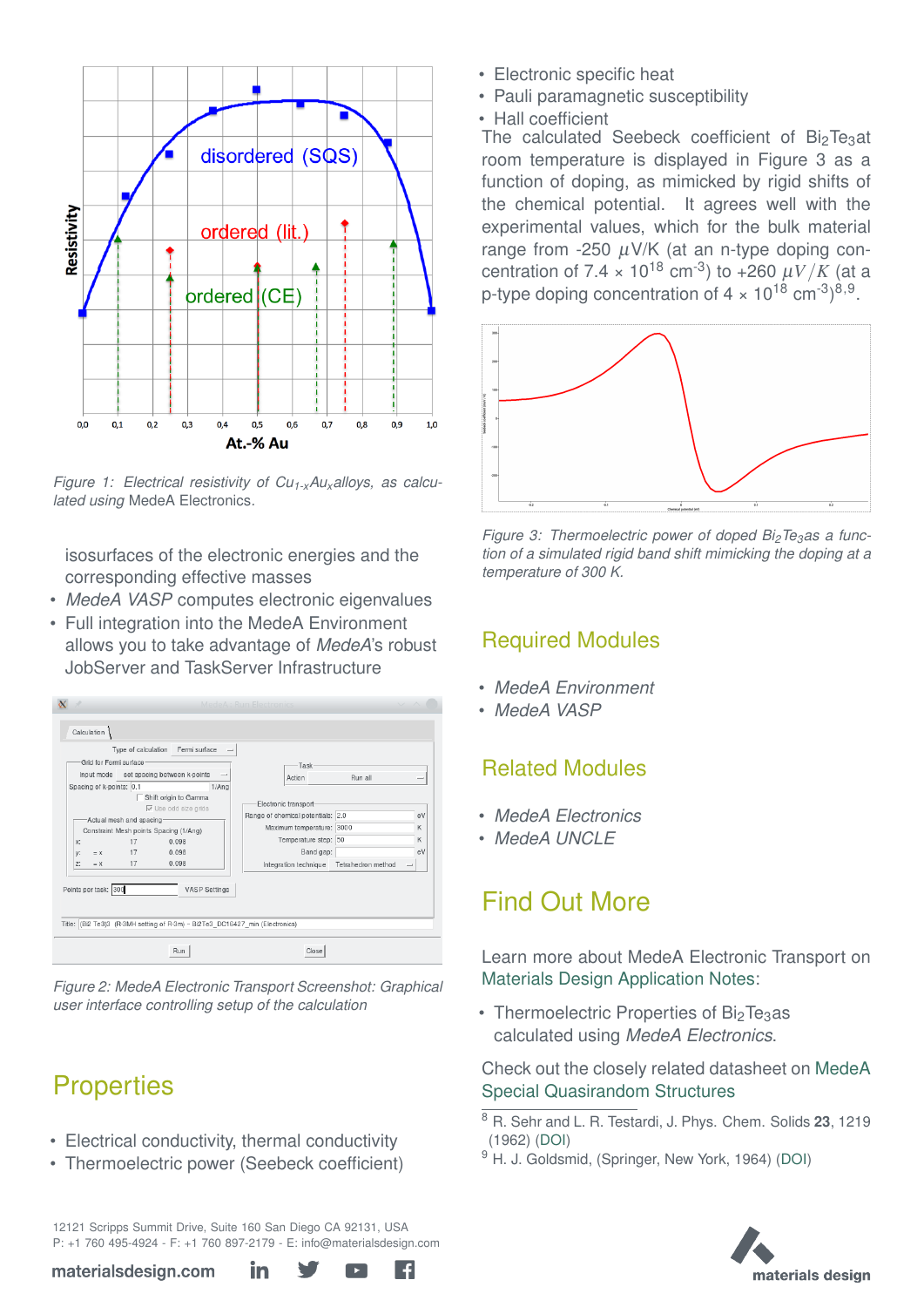Resistivity

disordered (SQS)

ordered (lit.)

ordered (CE)

0,0 0,1 0,2 0,3 0,4 0,5 0,6 0,7 0,8 0,9 1,0

At.-% Au

*Figure 1: Electrical resistivity of $Cu_{1-x}Au_x$ alloys, as calculated using* MedeA Electronics.

isosurfaces of the electronic energies and the corresponding effective masses

- *MedeA VASP* computes electronic eigenvalues
- Full integration into the MedeA Environment allows you to take advantage of *MedeA*'s robust JobServer and TaskServer Infrastructure

*Figure 2: MedeA Electronic Transport Screenshot: Graphical user interface controlling setup of the calculation*

## Properties

- Electrical conductivity, thermal conductivity
- Thermoelectric power (Seebeck coefficient)
- Electronic specific heat
- Pauli paramagnetic susceptibility
- Hall coefficient

The calculated Seebeck coefficient of $Bi_2Te_3$ at room temperature is displayed in Figure 3 as a function of doping, as mimicked by rigid shifts of the chemical potential. It agrees well with the experimental values, which for the bulk material range from -250 $\mu$V/K (at an n-type doping concentration of 7.4 × $10^{18}$ $cm^{-3}$) to +260 $\mu V/K$ (at a p-type doping concentration of 4 × $10^{18}$ $cm^{-3}$)[8,9].

*Figure 3: Thermoelectric power of doped $Bi_2Te_3$ as a function of a simulated rigid band shift mimicking the doping at a temperature of 300 K.*

## Required Modules

- *MedeA Environment*
- *MedeA VASP*

## Related Modules

- *MedeA Electronics*
- *MedeA UNCLE*

## Find Out More

Learn more about MedeA Electronic Transport on Materials Design Application Notes:

- Thermoelectric Properties of $Bi_2Te_3$ as calculated using *MedeA Electronics*.

Check out the closely related datasheet on MedeA Special Quasirandom Structures

[8] R. Sehr and L. R. Testardi, J. Phys. Chem. Solids **23**, 1219 (1962) (DOI)

[9] H. J. Goldsmid, (Springer, New York, 1964) (DOI)

12121 Scripps Summit Drive, Suite 160 San Diego CA 92131, USA
P: +1 760 495-4924 - F: +1 760 897-2179 - E: info@materialsdesign.com

materialsdesign.com

materials design